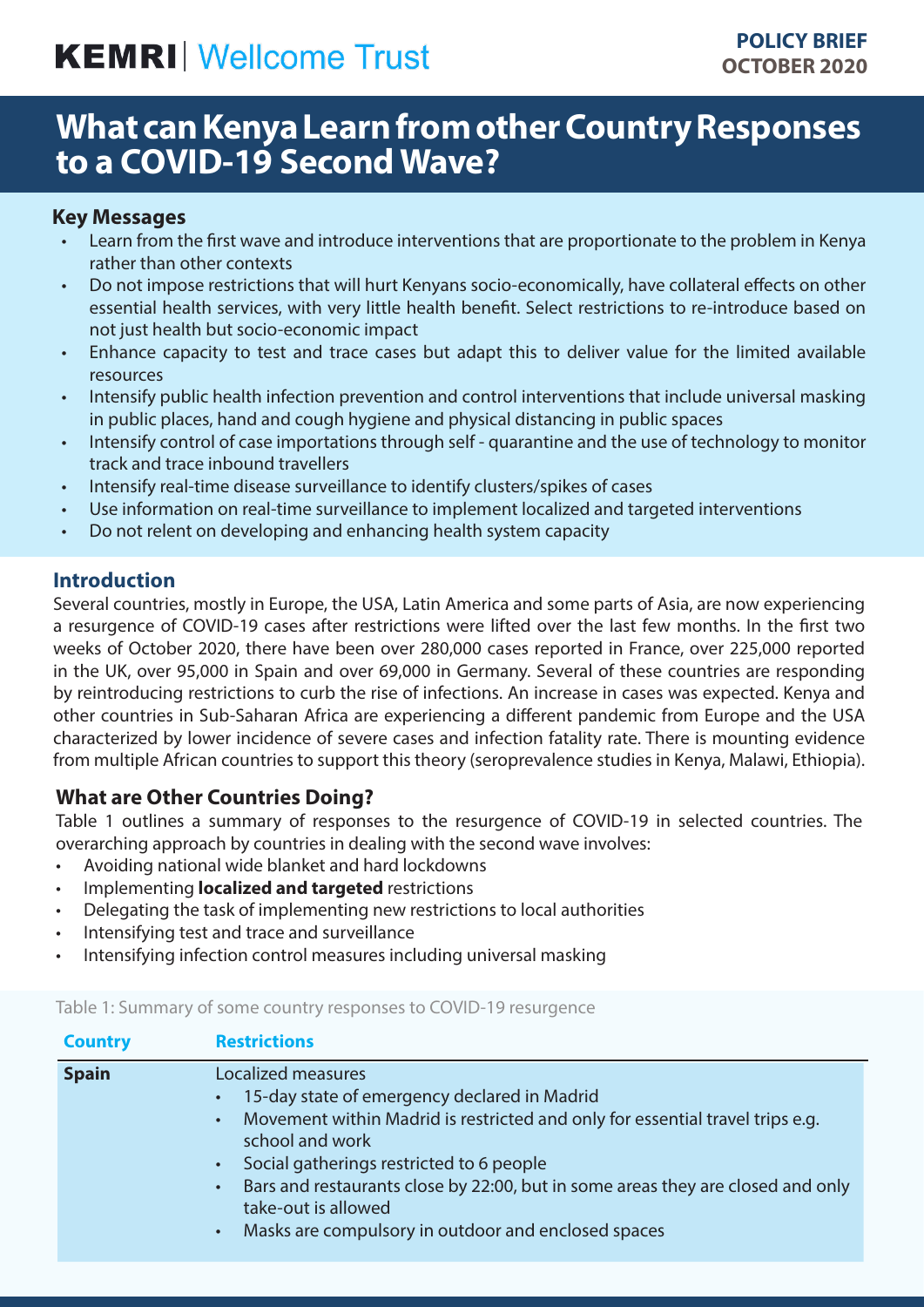KEMRI | Wellcome Trust

**POLICY BRIEF**
**OCTOBER 2020**

# What can Kenya Learn from other Country Responses to a COVID-19 Second Wave?

## Key Messages

- Learn from the first wave and introduce interventions that are proportionate to the problem in Kenya rather than other contexts
- Do not impose restrictions that will hurt Kenyans socio-economically, have collateral effects on other essential health services, with very little health benefit. Select restrictions to re-introduce based on not just health but socio-economic impact
- Enhance capacity to test and trace cases but adapt this to deliver value for the limited available resources
- Intensify public health infection prevention and control interventions that include universal masking in public places, hand and cough hygiene and physical distancing in public spaces
- Intensify control of case importations through self - quarantine and the use of technology to monitor track and trace inbound travellers
- Intensify real-time disease surveillance to identify clusters/spikes of cases
- Use information on real-time surveillance to implement localized and targeted interventions
- Do not relent on developing and enhancing health system capacity

## Introduction

Several countries, mostly in Europe, the USA, Latin America and some parts of Asia, are now experiencing a resurgence of COVID-19 cases after restrictions were lifted over the last few months. In the first two weeks of October 2020, there have been over 280,000 cases reported in France, over 225,000 reported in the UK, over 95,000 in Spain and over 69,000 in Germany. Several of these countries are responding by reintroducing restrictions to curb the rise of infections. An increase in cases was expected. Kenya and other countries in Sub-Saharan Africa are experiencing a different pandemic from Europe and the USA characterized by lower incidence of severe cases and infection fatality rate. There is mounting evidence from multiple African countries to support this theory (seroprevalence studies in Kenya, Malawi, Ethiopia).

## What are Other Countries Doing?

Table 1 outlines a summary of responses to the resurgence of COVID-19 in selected countries. The overarching approach by countries in dealing with the second wave involves:

- Avoiding national wide blanket and hard lockdowns
- Implementing **localized and targeted** restrictions
- Delegating the task of implementing new restrictions to local authorities
- Intensifying test and trace and surveillance
- Intensifying infection control measures including universal masking

Table 1: Summary of some country responses to COVID-19 resurgence

| Country | Restrictions |
|---|---|
| **Spain** | Localized measures<br>• 15-day state of emergency declared in Madrid<br>• Movement within Madrid is restricted and only for essential travel trips e.g. school and work<br>• Social gatherings restricted to 6 people<br>• Bars and restaurants close by 22:00, but in some areas they are closed and only take-out is allowed<br>• Masks are compulsory in outdoor and enclosed spaces |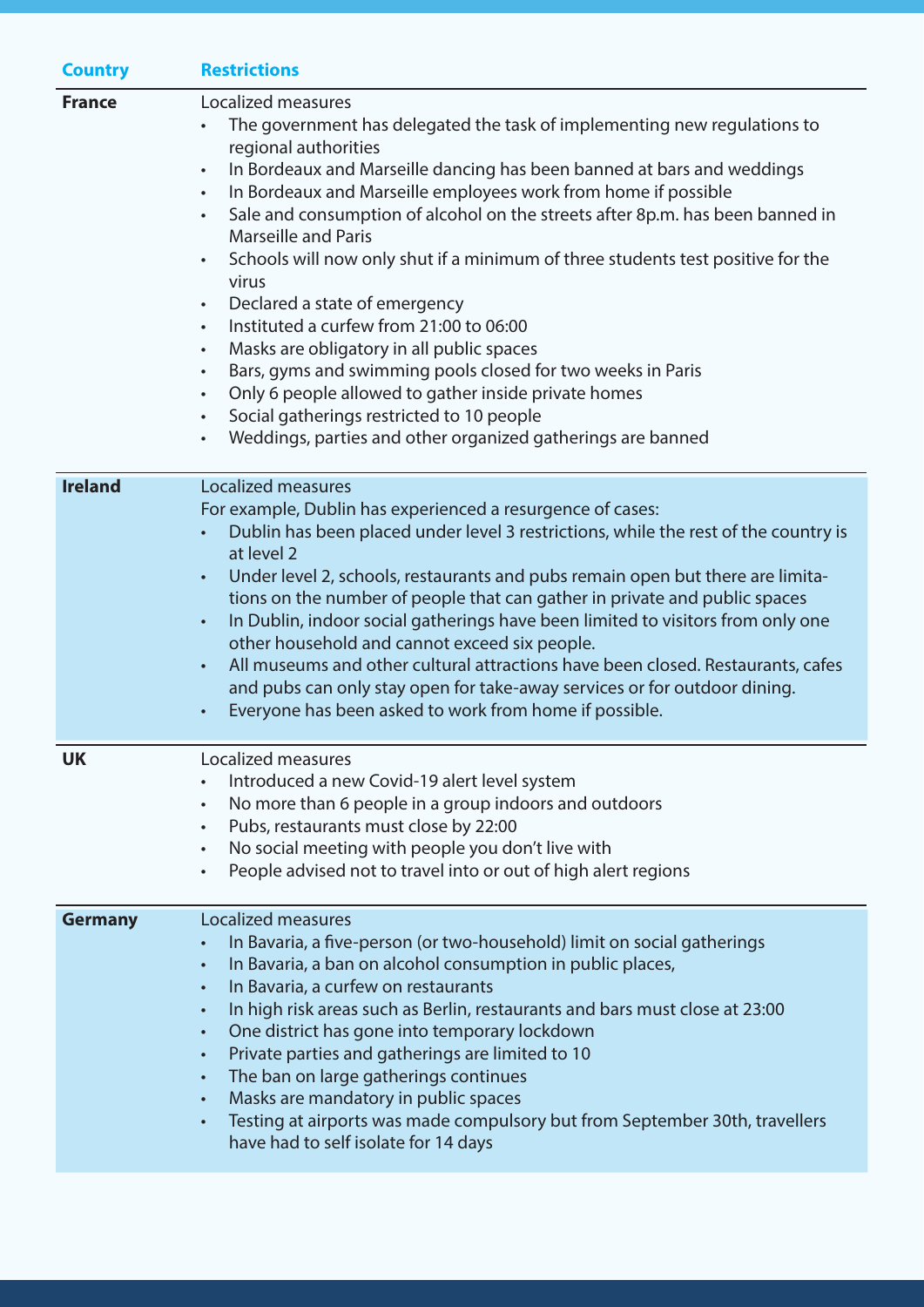| Country | Restrictions |
|---|---|
| **France** | Localized measures<br>• The government has delegated the task of implementing new regulations to regional authorities<br>• In Bordeaux and Marseille dancing has been banned at bars and weddings<br>• In Bordeaux and Marseille employees work from home if possible<br>• Sale and consumption of alcohol on the streets after 8p.m. has been banned in Marseille and Paris<br>• Schools will now only shut if a minimum of three students test positive for the virus<br>• Declared a state of emergency<br>• Instituted a curfew from 21:00 to 06:00<br>• Masks are obligatory in all public spaces<br>• Bars, gyms and swimming pools closed for two weeks in Paris<br>• Only 6 people allowed to gather inside private homes<br>• Social gatherings restricted to 10 people<br>• Weddings, parties and other organized gatherings are banned |
| **Ireland** | Localized measures<br>For example, Dublin has experienced a resurgence of cases:<br>• Dublin has been placed under level 3 restrictions, while the rest of the country is at level 2<br>• Under level 2, schools, restaurants and pubs remain open but there are limitations on the number of people that can gather in private and public spaces<br>• In Dublin, indoor social gatherings have been limited to visitors from only one other household and cannot exceed six people.<br>• All museums and other cultural attractions have been closed. Restaurants, cafes and pubs can only stay open for take-away services or for outdoor dining.<br>• Everyone has been asked to work from home if possible. |
| **UK** | Localized measures<br>• Introduced a new Covid-19 alert level system<br>• No more than 6 people in a group indoors and outdoors<br>• Pubs, restaurants must close by 22:00<br>• No social meeting with people you don't live with<br>• People advised not to travel into or out of high alert regions |
| **Germany** | Localized measures<br>• In Bavaria, a five-person (or two-household) limit on social gatherings<br>• In Bavaria, a ban on alcohol consumption in public places,<br>• In Bavaria, a curfew on restaurants<br>• In high risk areas such as Berlin, restaurants and bars must close at 23:00<br>• One district has gone into temporary lockdown<br>• Private parties and gatherings are limited to 10<br>• The ban on large gatherings continues<br>• Masks are mandatory in public spaces<br>• Testing at airports was made compulsory but from September 30th, travellers have had to self isolate for 14 days |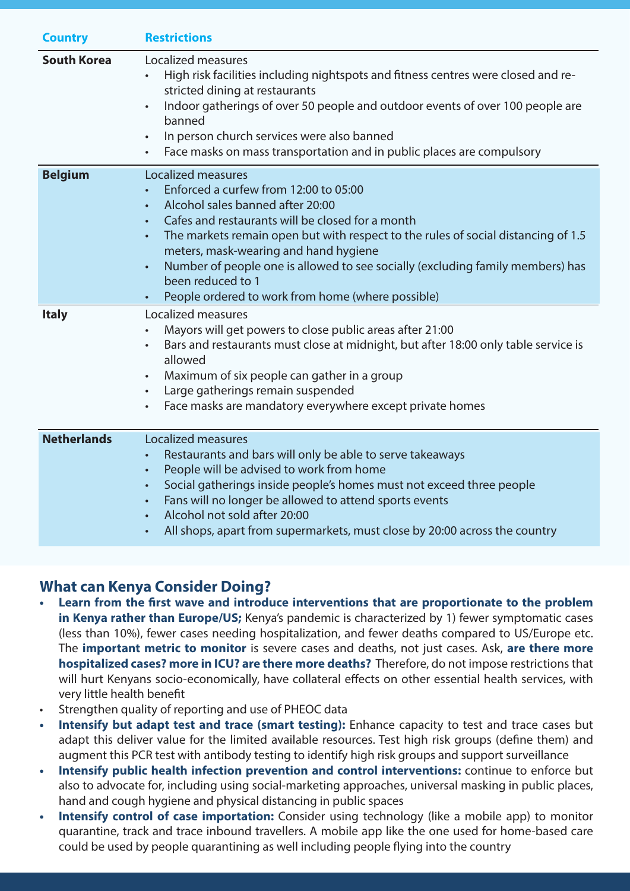| Country | Restrictions |
|---|---|
| **South Korea** | Localized measures<br>• High risk facilities including nightspots and fitness centres were closed and restricted dining at restaurants<br>• Indoor gatherings of over 50 people and outdoor events of over 100 people are banned<br>• In person church services were also banned<br>• Face masks on mass transportation and in public places are compulsory |
| **Belgium** | Localized measures<br>• Enforced a curfew from 12:00 to 05:00<br>• Alcohol sales banned after 20:00<br>• Cafes and restaurants will be closed for a month<br>• The markets remain open but with respect to the rules of social distancing of 1.5 meters, mask-wearing and hand hygiene<br>• Number of people one is allowed to see socially (excluding family members) has been reduced to 1<br>• People ordered to work from home (where possible) |
| **Italy** | Localized measures<br>• Mayors will get powers to close public areas after 21:00<br>• Bars and restaurants must close at midnight, but after 18:00 only table service is allowed<br>• Maximum of six people can gather in a group<br>• Large gatherings remain suspended<br>• Face masks are mandatory everywhere except private homes |
| **Netherlands** | Localized measures<br>• Restaurants and bars will only be able to serve takeaways<br>• People will be advised to work from home<br>• Social gatherings inside people's homes must not exceed three people<br>• Fans will no longer be allowed to attend sports events<br>• Alcohol not sold after 20:00<br>• All shops, apart from supermarkets, must close by 20:00 across the country |

## What can Kenya Consider Doing?

- **Learn from the first wave and introduce interventions that are proportionate to the problem in Kenya rather than Europe/US;** Kenya's pandemic is characterized by 1) fewer symptomatic cases (less than 10%), fewer cases needing hospitalization, and fewer deaths compared to US/Europe etc. The **important metric to monitor** is severe cases and deaths, not just cases. Ask, **are there more hospitalized cases? more in ICU? are there more deaths?** Therefore, do not impose restrictions that will hurt Kenyans socio-economically, have collateral effects on other essential health services, with very little health benefit
- Strengthen quality of reporting and use of PHEOC data
- **Intensify but adapt test and trace (smart testing):** Enhance capacity to test and trace cases but adapt this deliver value for the limited available resources. Test high risk groups (define them) and augment this PCR test with antibody testing to identify high risk groups and support surveillance
- **Intensify public health infection prevention and control interventions:** continue to enforce but also to advocate for, including using social-marketing approaches, universal masking in public places, hand and cough hygiene and physical distancing in public spaces
- **Intensify control of case importation:** Consider using technology (like a mobile app) to monitor quarantine, track and trace inbound travellers. A mobile app like the one used for home-based care could be used by people quarantining as well including people flying into the country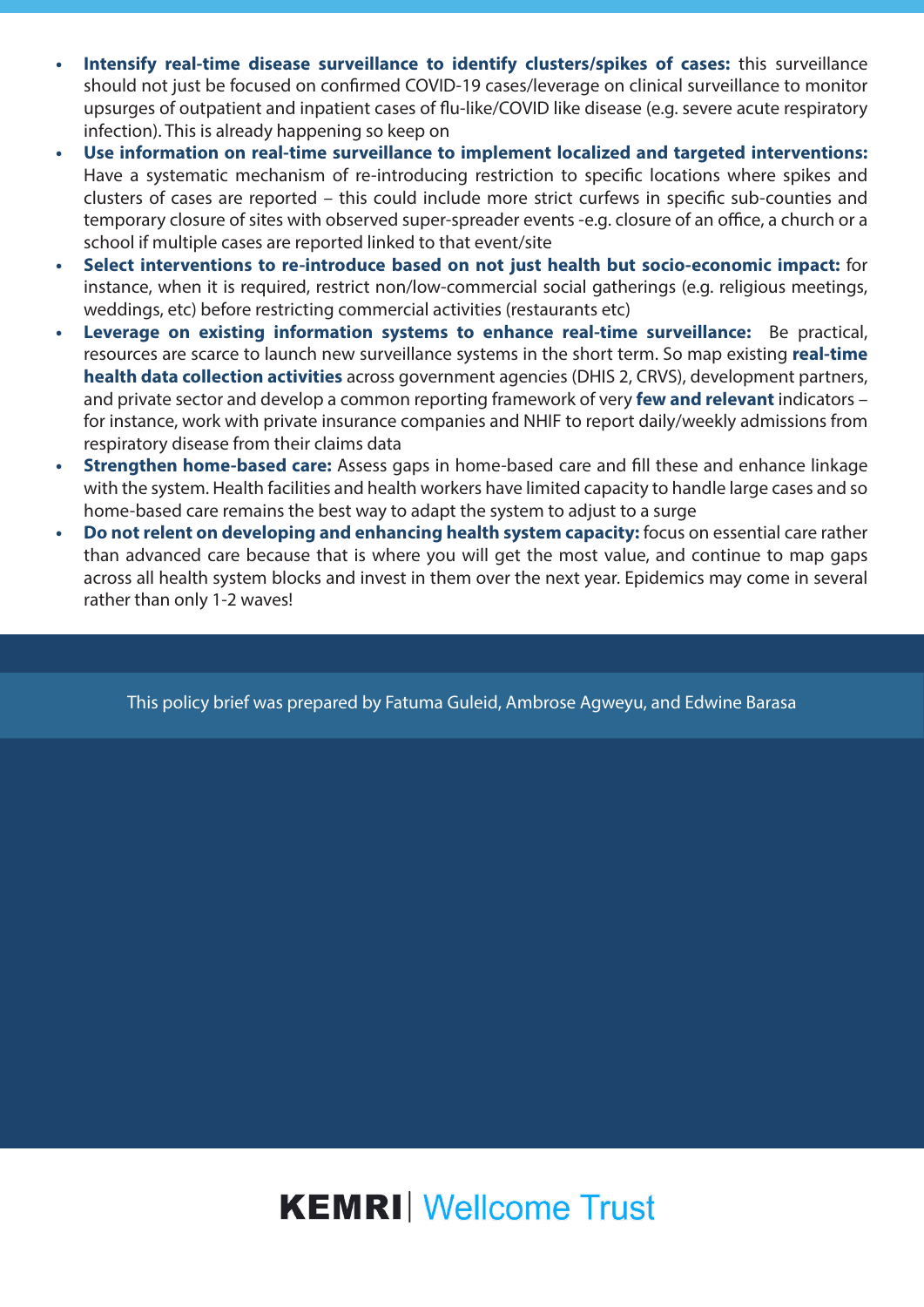- **Intensify real-time disease surveillance to identify clusters/spikes of cases:** this surveillance should not just be focused on confirmed COVID-19 cases/leverage on clinical surveillance to monitor upsurges of outpatient and inpatient cases of flu-like/COVID like disease (e.g. severe acute respiratory infection). This is already happening so keep on
- **Use information on real-time surveillance to implement localized and targeted interventions:** Have a systematic mechanism of re-introducing restriction to specific locations where spikes and clusters of cases are reported – this could include more strict curfews in specific sub-counties and temporary closure of sites with observed super-spreader events -e.g. closure of an office, a church or a school if multiple cases are reported linked to that event/site
- **Select interventions to re-introduce based on not just health but socio-economic impact:** for instance, when it is required, restrict non/low-commercial social gatherings (e.g. religious meetings, weddings, etc) before restricting commercial activities (restaurants etc)
- **Leverage on existing information systems to enhance real-time surveillance:** Be practical, resources are scarce to launch new surveillance systems in the short term. So map existing **real-time health data collection activities** across government agencies (DHIS 2, CRVS), development partners, and private sector and develop a common reporting framework of very **few and relevant** indicators – for instance, work with private insurance companies and NHIF to report daily/weekly admissions from respiratory disease from their claims data
- **Strengthen home-based care:** Assess gaps in home-based care and fill these and enhance linkage with the system. Health facilities and health workers have limited capacity to handle large cases and so home-based care remains the best way to adapt the system to adjust to a surge
- **Do not relent on developing and enhancing health system capacity:** focus on essential care rather than advanced care because that is where you will get the most value, and continue to map gaps across all health system blocks and invest in them over the next year. Epidemics may come in several rather than only 1-2 waves!

This policy brief was prepared by Fatuma Guleid, Ambrose Agweyu, and Edwine Barasa

KEMRI | Wellcome Trust